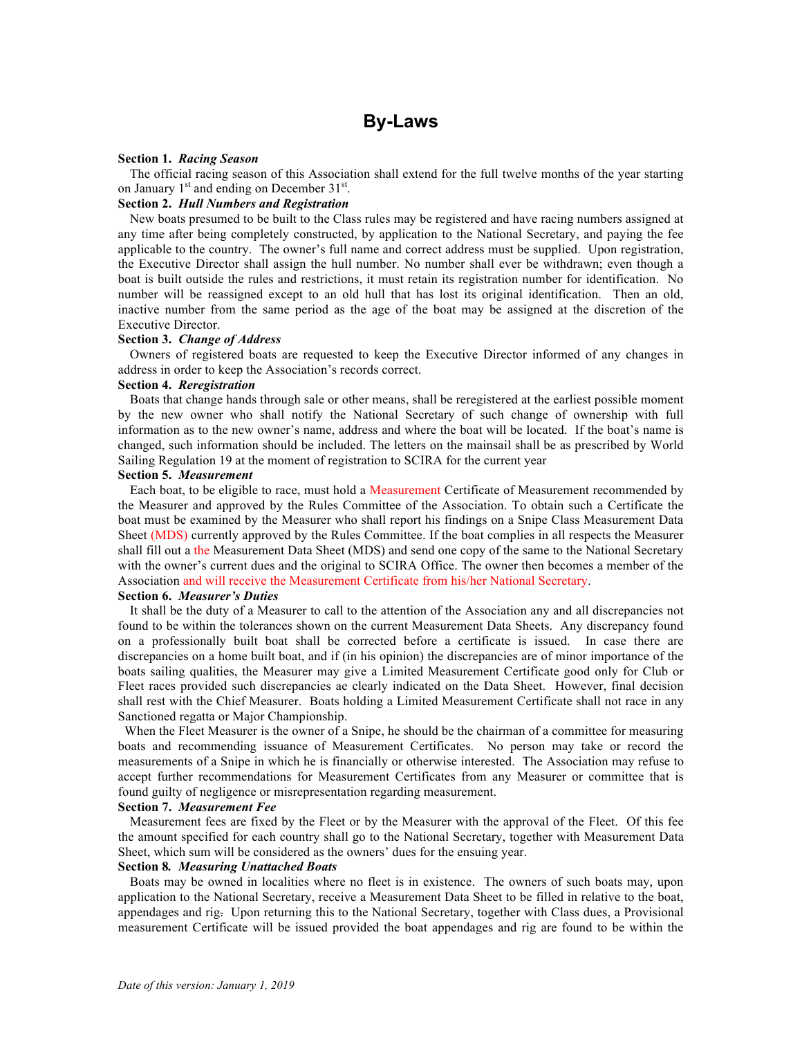# By-Laws

**Section 1.** ***Racing Season***

The official racing season of this Association shall extend for the full twelve months of the year starting on January 1st and ending on December 31st.

**Section 2.** ***Hull Numbers and Registration***

New boats presumed to be built to the Class rules may be registered and have racing numbers assigned at any time after being completely constructed, by application to the National Secretary, and paying the fee applicable to the country. The owner's full name and correct address must be supplied. Upon registration, the Executive Director shall assign the hull number. No number shall ever be withdrawn; even though a boat is built outside the rules and restrictions, it must retain its registration number for identification. No number will be reassigned except to an old hull that has lost its original identification. Then an old, inactive number from the same period as the age of the boat may be assigned at the discretion of the Executive Director.

**Section 3.** ***Change of Address***

Owners of registered boats are requested to keep the Executive Director informed of any changes in address in order to keep the Association's records correct.

**Section 4.** ***Reregistration***

Boats that change hands through sale or other means, shall be reregistered at the earliest possible moment by the new owner who shall notify the National Secretary of such change of ownership with full information as to the new owner's name, address and where the boat will be located. If the boat's name is changed, such information should be included. The letters on the mainsail shall be as prescribed by World Sailing Regulation 19 at the moment of registration to SCIRA for the current year

**Section 5.** ***Measurement***

Each boat, to be eligible to race, must hold a Measurement Certificate of Measurement recommended by the Measurer and approved by the Rules Committee of the Association. To obtain such a Certificate the boat must be examined by the Measurer who shall report his findings on a Snipe Class Measurement Data Sheet (MDS) currently approved by the Rules Committee. If the boat complies in all respects the Measurer shall fill out a the Measurement Data Sheet (MDS) and send one copy of the same to the National Secretary with the owner's current dues and the original to SCIRA Office. The owner then becomes a member of the Association and will receive the Measurement Certificate from his/her National Secretary.

**Section 6.** ***Measurer's Duties***

It shall be the duty of a Measurer to call to the attention of the Association any and all discrepancies not found to be within the tolerances shown on the current Measurement Data Sheets. Any discrepancy found on a professionally built boat shall be corrected before a certificate is issued. In case there are discrepancies on a home built boat, and if (in his opinion) the discrepancies are of minor importance of the boats sailing qualities, the Measurer may give a Limited Measurement Certificate good only for Club or Fleet races provided such discrepancies ae clearly indicated on the Data Sheet. However, final decision shall rest with the Chief Measurer. Boats holding a Limited Measurement Certificate shall not race in any Sanctioned regatta or Major Championship.

When the Fleet Measurer is the owner of a Snipe, he should be the chairman of a committee for measuring boats and recommending issuance of Measurement Certificates. No person may take or record the measurements of a Snipe in which he is financially or otherwise interested. The Association may refuse to accept further recommendations for Measurement Certificates from any Measurer or committee that is found guilty of negligence or misrepresentation regarding measurement.

**Section 7.** ***Measurement Fee***

Measurement fees are fixed by the Fleet or by the Measurer with the approval of the Fleet. Of this fee the amount specified for each country shall go to the National Secretary, together with Measurement Data Sheet, which sum will be considered as the owners' dues for the ensuing year.

**Section 8.** ***Measuring Unattached Boats***

Boats may be owned in localities where no fleet is in existence. The owners of such boats may, upon application to the National Secretary, receive a Measurement Data Sheet to be filled in relative to the boat, appendages and rig. Upon returning this to the National Secretary, together with Class dues, a Provisional measurement Certificate will be issued provided the boat appendages and rig are found to be within the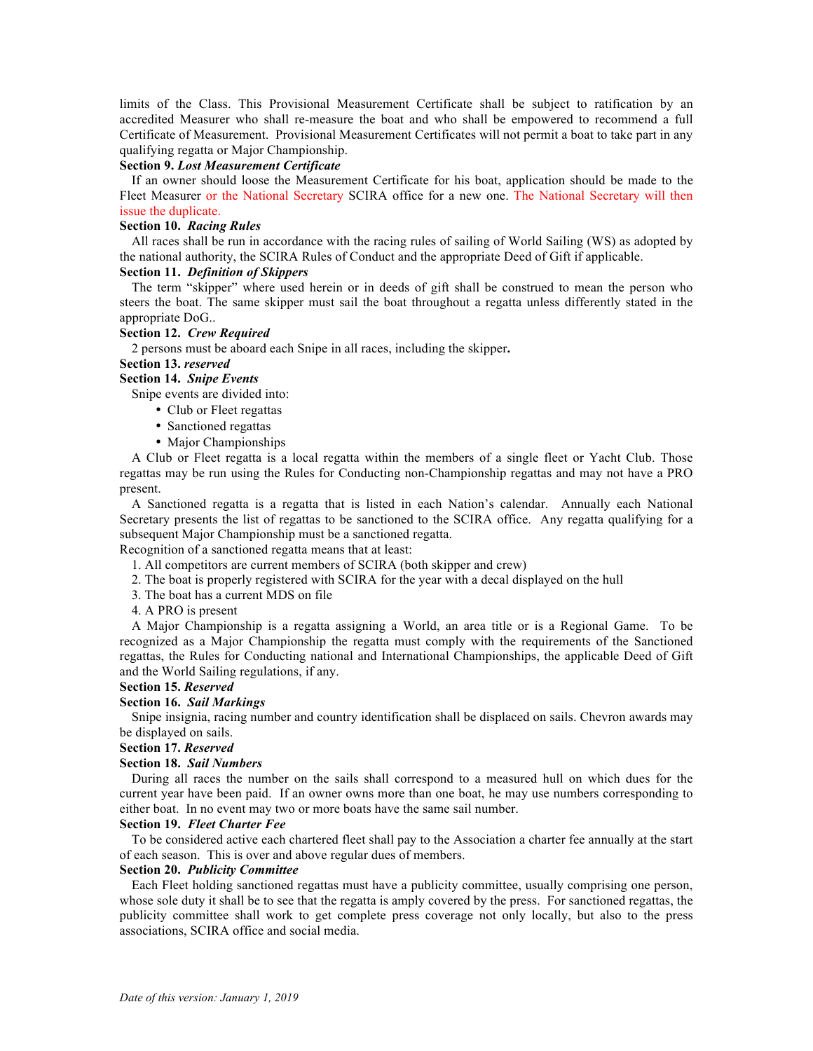limits of the Class. This Provisional Measurement Certificate shall be subject to ratification by an accredited Measurer who shall re-measure the boat and who shall be empowered to recommend a full Certificate of Measurement. Provisional Measurement Certificates will not permit a boat to take part in any qualifying regatta or Major Championship.

**Section 9.** ***Lost Measurement Certificate***

If an owner should loose the Measurement Certificate for his boat, application should be made to the Fleet Measurer or the National Secretary SCIRA office for a new one. The National Secretary will then issue the duplicate.

**Section 10.** ***Racing Rules***

All races shall be run in accordance with the racing rules of sailing of World Sailing (WS) as adopted by the national authority, the SCIRA Rules of Conduct and the appropriate Deed of Gift if applicable.

**Section 11.** ***Definition of Skippers***

The term "skipper" where used herein or in deeds of gift shall be construed to mean the person who steers the boat. The same skipper must sail the boat throughout a regatta unless differently stated in the appropriate DoG..

**Section 12.** ***Crew Required***

2 persons must be aboard each Snipe in all races, including the skipper**.**

**Section 13.** ***reserved***

**Section 14.** ***Snipe Events***

Snipe events are divided into:

- Club or Fleet regattas
- Sanctioned regattas
- Major Championships

A Club or Fleet regatta is a local regatta within the members of a single fleet or Yacht Club. Those regattas may be run using the Rules for Conducting non-Championship regattas and may not have a PRO present.

A Sanctioned regatta is a regatta that is listed in each Nation's calendar. Annually each National Secretary presents the list of regattas to be sanctioned to the SCIRA office. Any regatta qualifying for a subsequent Major Championship must be a sanctioned regatta.

Recognition of a sanctioned regatta means that at least:

1. All competitors are current members of SCIRA (both skipper and crew)
2. The boat is properly registered with SCIRA for the year with a decal displayed on the hull
3. The boat has a current MDS on file
4. A PRO is present

A Major Championship is a regatta assigning a World, an area title or is a Regional Game. To be recognized as a Major Championship the regatta must comply with the requirements of the Sanctioned regattas, the Rules for Conducting national and International Championships, the applicable Deed of Gift and the World Sailing regulations, if any.

**Section 15.** ***Reserved***

**Section 16.** ***Sail Markings***

Snipe insignia, racing number and country identification shall be displaced on sails. Chevron awards may be displayed on sails.

**Section 17.** ***Reserved***

**Section 18.** ***Sail Numbers***

During all races the number on the sails shall correspond to a measured hull on which dues for the current year have been paid. If an owner owns more than one boat, he may use numbers corresponding to either boat. In no event may two or more boats have the same sail number.

**Section 19.** ***Fleet Charter Fee***

To be considered active each chartered fleet shall pay to the Association a charter fee annually at the start of each season. This is over and above regular dues of members.

**Section 20.** ***Publicity Committee***

Each Fleet holding sanctioned regattas must have a publicity committee, usually comprising one person, whose sole duty it shall be to see that the regatta is amply covered by the press. For sanctioned regattas, the publicity committee shall work to get complete press coverage not only locally, but also to the press associations, SCIRA office and social media.